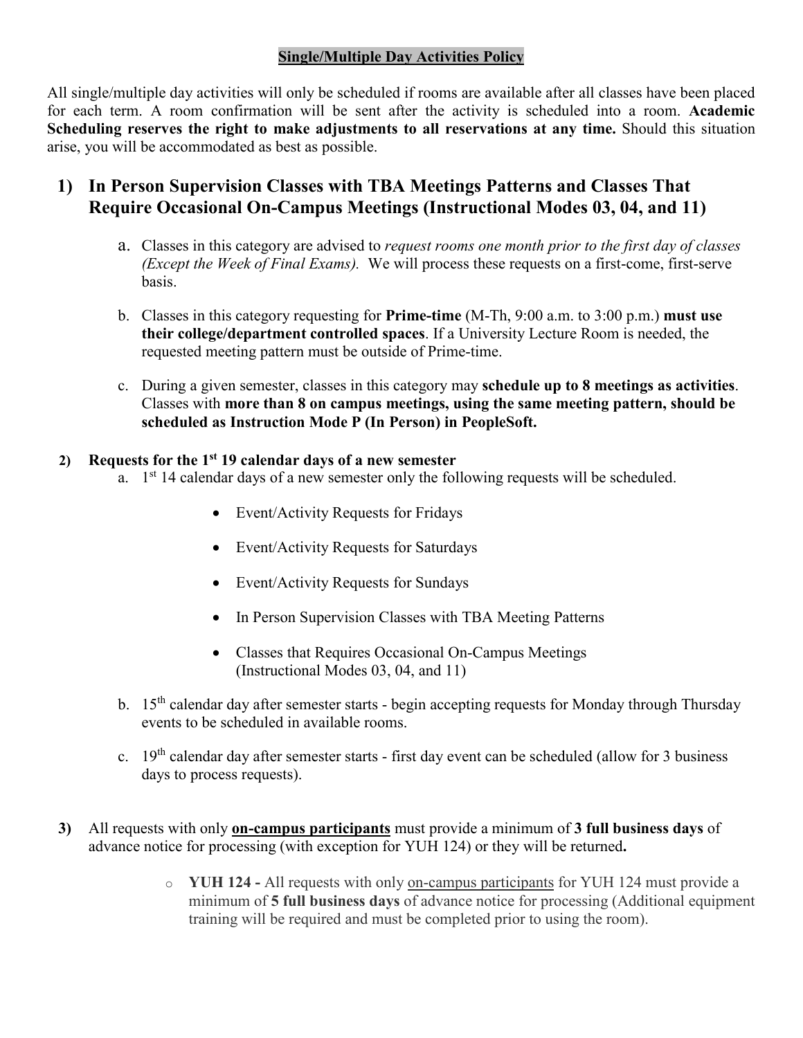# Single/Multiple Day Activities Policy

All single/multiple day activities will only be scheduled if rooms are available after all classes have been placed for each term. A room confirmation will be sent after the activity is scheduled into a room. **Academic Scheduling reserves the right to make adjustments to all reservations at any time.** Should this situation arise, you will be accommodated as best as possible.

## 1) In Person Supervision Classes with TBA Meetings Patterns and Classes That Require Occasional On-Campus Meetings (Instructional Modes 03, 04, and 11)

a. Classes in this category are advised to *request rooms one month prior to the first day of classes (Except the Week of Final Exams).* We will process these requests on a first-come, first-serve basis.

b. Classes in this category requesting for **Prime-time** (M-Th, 9:00 a.m. to 3:00 p.m.) **must use their college/department controlled spaces**. If a University Lecture Room is needed, the requested meeting pattern must be outside of Prime-time.

c. During a given semester, classes in this category may **schedule up to 8 meetings as activities**. Classes with **more than 8 on campus meetings, using the same meeting pattern, should be scheduled as Instruction Mode P (In Person) in PeopleSoft.**

**2) Requests for the 1st 19 calendar days of a new semester**

a. 1st 14 calendar days of a new semester only the following requests will be scheduled.

- Event/Activity Requests for Fridays
- Event/Activity Requests for Saturdays
- Event/Activity Requests for Sundays
- In Person Supervision Classes with TBA Meeting Patterns
- Classes that Requires Occasional On-Campus Meetings (Instructional Modes 03, 04, and 11)

b. 15th calendar day after semester starts - begin accepting requests for Monday through Thursday events to be scheduled in available rooms.

c. 19th calendar day after semester starts - first day event can be scheduled (allow for 3 business days to process requests).

**3)** All requests with only **on-campus participants** must provide a minimum of **3 full business days** of advance notice for processing (with exception for YUH 124) or they will be returned**.**

- **YUH 124 -** All requests with only on-campus participants for YUH 124 must provide a minimum of **5 full business days** of advance notice for processing (Additional equipment training will be required and must be completed prior to using the room).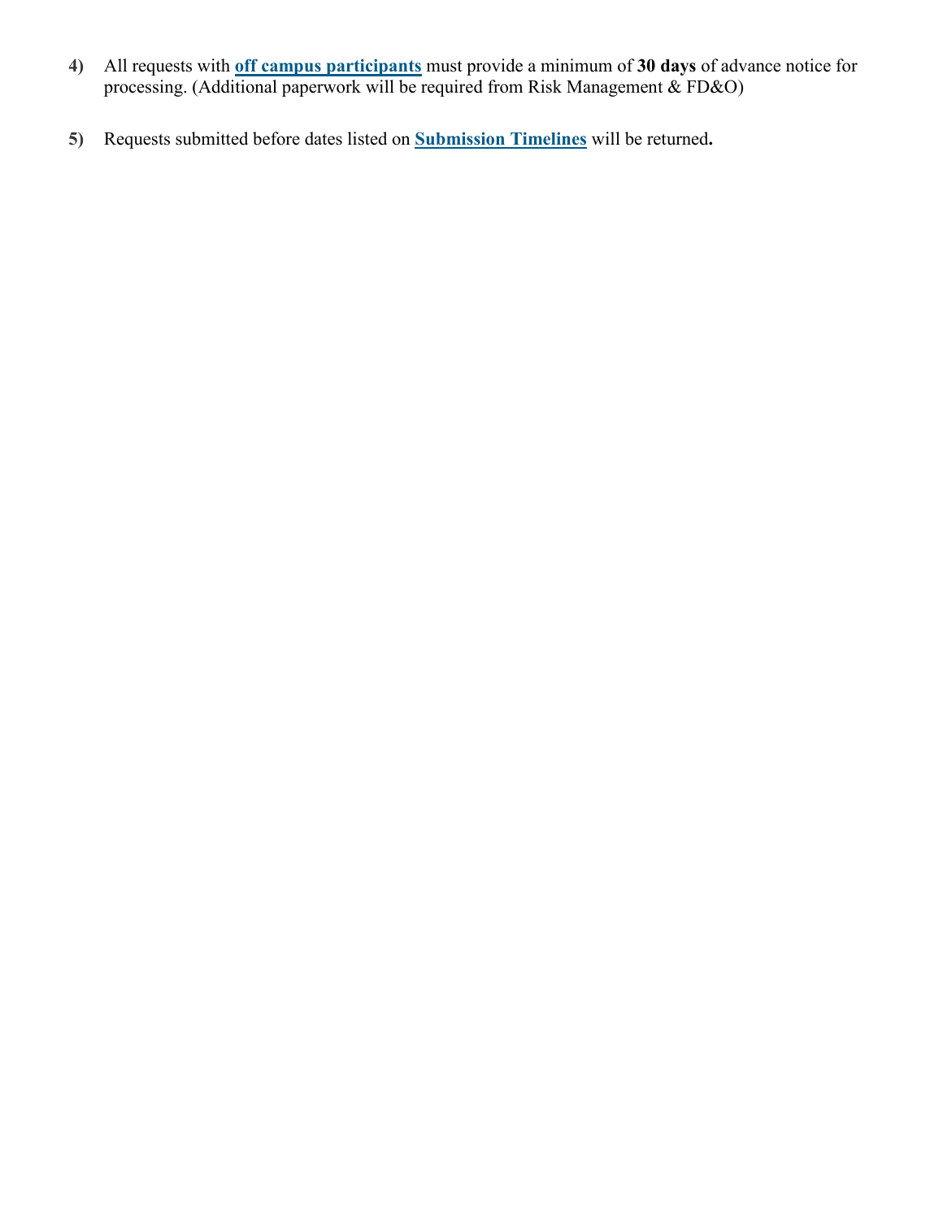4) All requests with **off campus participants** must provide a minimum of **30 days** of advance notice for processing. (Additional paperwork will be required from Risk Management & FD&O)

5) Requests submitted before dates listed on **Submission Timelines** will be returned**.**